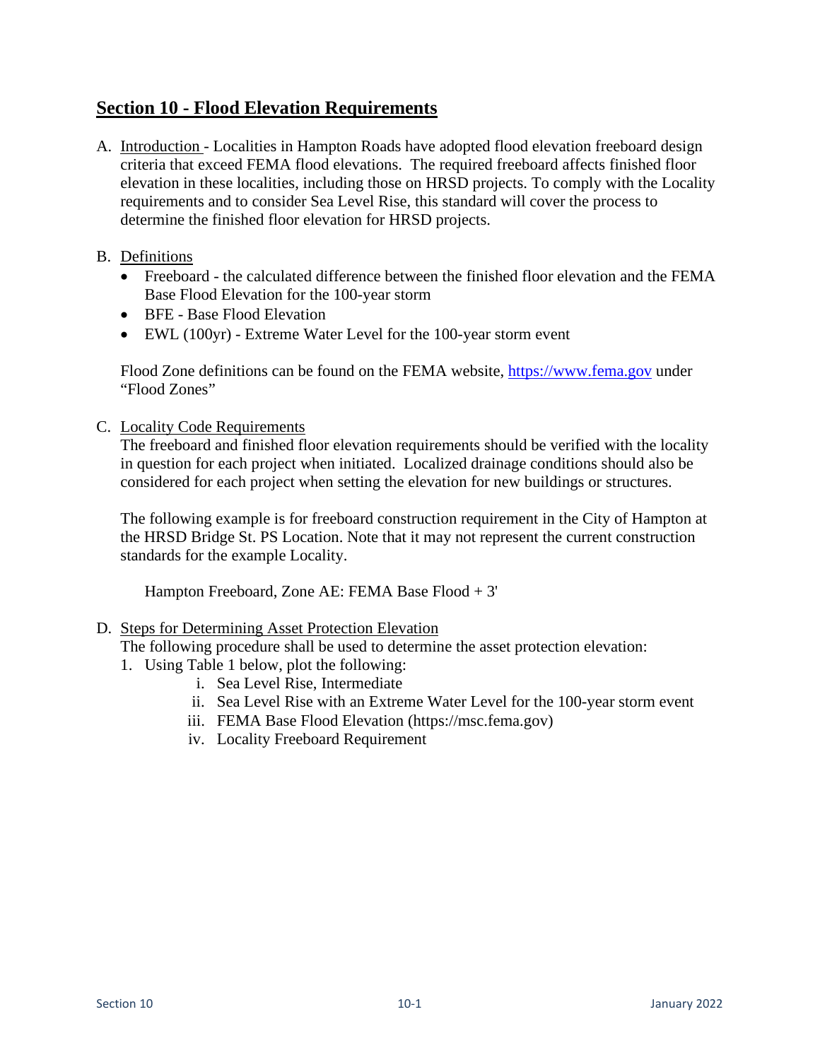# Section 10 - Flood Elevation Requirements

A. Introduction - Localities in Hampton Roads have adopted flood elevation freeboard design criteria that exceed FEMA flood elevations. The required freeboard affects finished floor elevation in these localities, including those on HRSD projects. To comply with the Locality requirements and to consider Sea Level Rise, this standard will cover the process to determine the finished floor elevation for HRSD projects.

B. Definitions

- Freeboard - the calculated difference between the finished floor elevation and the FEMA Base Flood Elevation for the 100-year storm
- BFE - Base Flood Elevation
- EWL (100yr) - Extreme Water Level for the 100-year storm event

Flood Zone definitions can be found on the FEMA website, https://www.fema.gov under "Flood Zones"

C. Locality Code Requirements

The freeboard and finished floor elevation requirements should be verified with the locality in question for each project when initiated. Localized drainage conditions should also be considered for each project when setting the elevation for new buildings or structures.

The following example is for freeboard construction requirement in the City of Hampton at the HRSD Bridge St. PS Location. Note that it may not represent the current construction standards for the example Locality.

Hampton Freeboard, Zone AE: FEMA Base Flood + 3'

D. Steps for Determining Asset Protection Elevation

The following procedure shall be used to determine the asset protection elevation:

1. Using Table 1 below, plot the following:
   i. Sea Level Rise, Intermediate
   ii. Sea Level Rise with an Extreme Water Level for the 100-year storm event
   iii. FEMA Base Flood Elevation (https://msc.fema.gov)
   iv. Locality Freeboard Requirement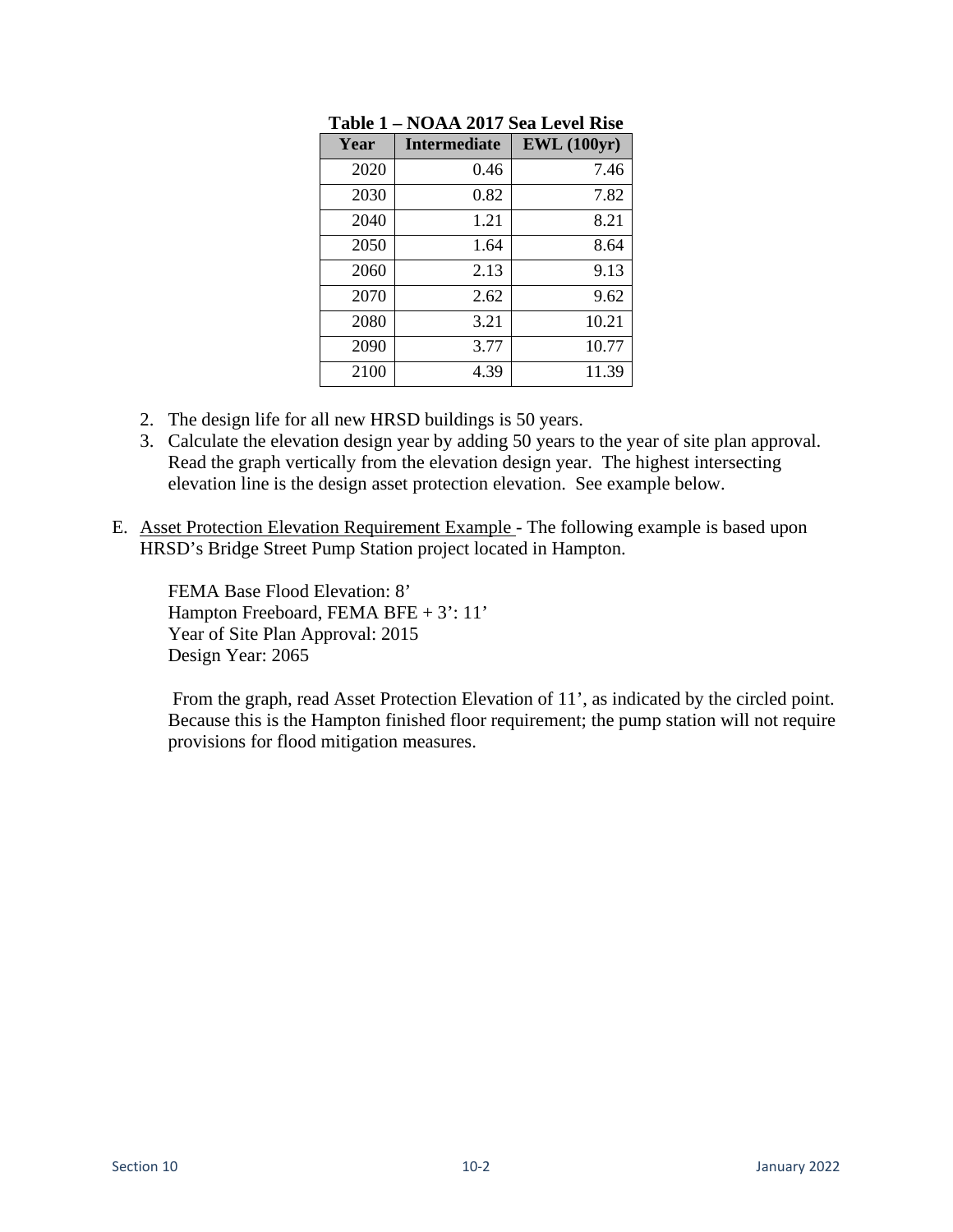**Table 1 – NOAA 2017 Sea Level Rise**

| Year | Intermediate | EWL (100yr) |
|---|---|---|
| 2020 | 0.46 | 7.46 |
| 2030 | 0.82 | 7.82 |
| 2040 | 1.21 | 8.21 |
| 2050 | 1.64 | 8.64 |
| 2060 | 2.13 | 9.13 |
| 2070 | 2.62 | 9.62 |
| 2080 | 3.21 | 10.21 |
| 2090 | 3.77 | 10.77 |
| 2100 | 4.39 | 11.39 |

2. The design life for all new HRSD buildings is 50 years.
3. Calculate the elevation design year by adding 50 years to the year of site plan approval. Read the graph vertically from the elevation design year. The highest intersecting elevation line is the design asset protection elevation. See example below.

E. Asset Protection Elevation Requirement Example - The following example is based upon HRSD's Bridge Street Pump Station project located in Hampton.

FEMA Base Flood Elevation: 8'
Hampton Freeboard, FEMA BFE + 3': 11'
Year of Site Plan Approval: 2015
Design Year: 2065

From the graph, read Asset Protection Elevation of 11', as indicated by the circled point. Because this is the Hampton finished floor requirement; the pump station will not require provisions for flood mitigation measures.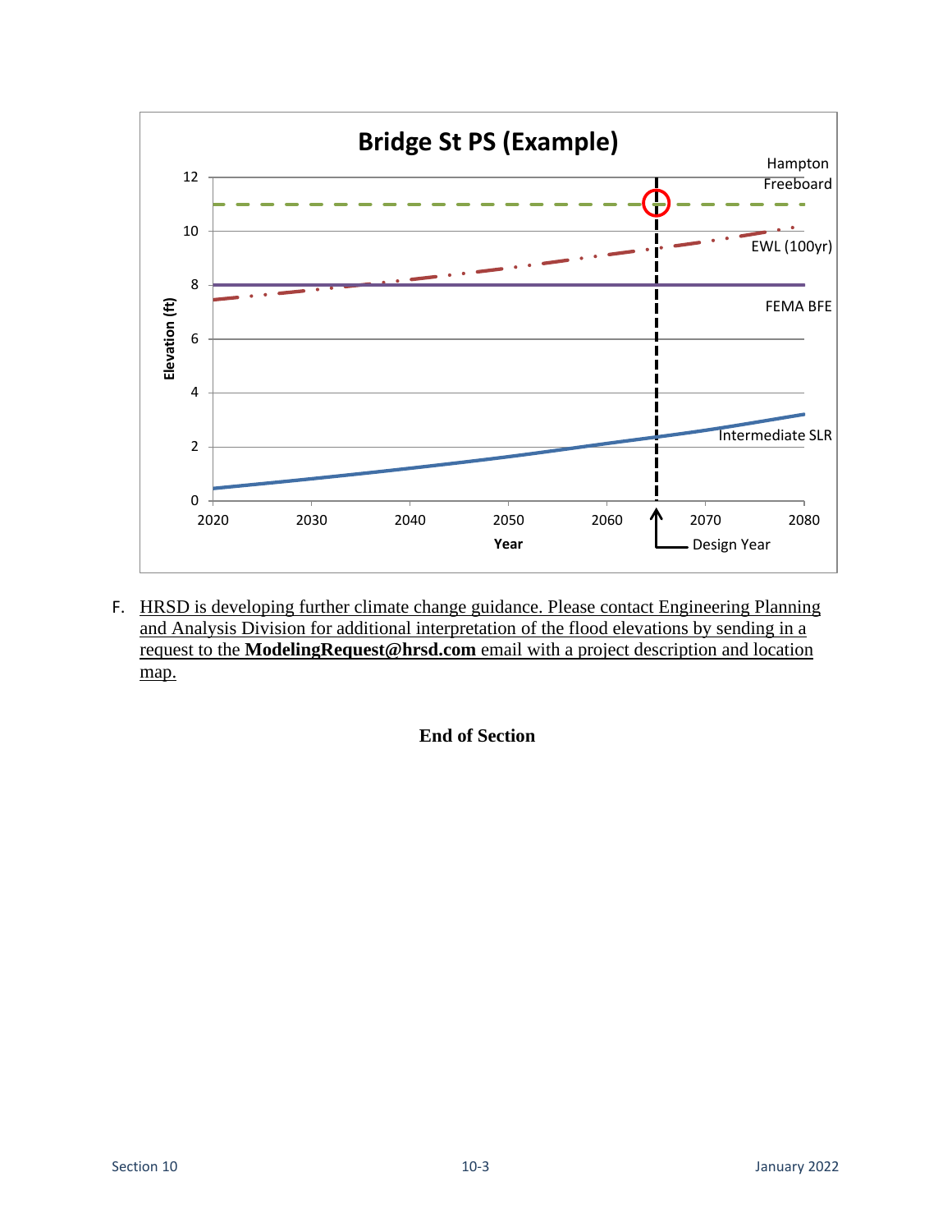Bridge St PS (Example)

Hampton Freeboard

EWL (100yr)

FEMA BFE

Intermediate SLR

Elevation (ft)

12

10

8

6

4

2

0

2020 2030 2040 2050 2060 2070 2080

Year

Design Year

F. HRSD is developing further climate change guidance. Please contact Engineering Planning and Analysis Division for additional interpretation of the flood elevations by sending in a request to the **ModelingRequest@hrsd.com** email with a project description and location map.

**End of Section**